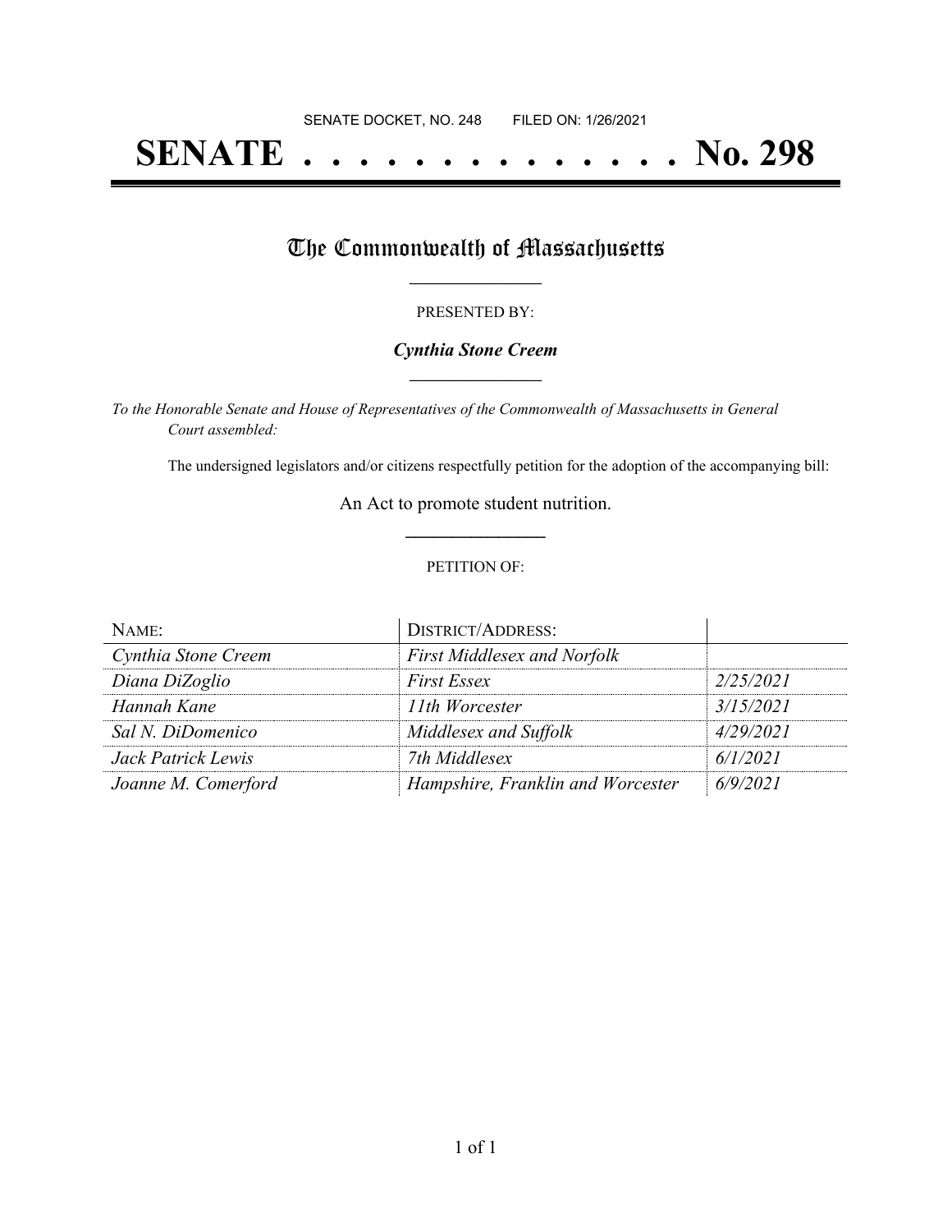SENATE DOCKET, NO. 248 FILED ON: 1/26/2021

# SENATE . . . . . . . . . . . . . . No. 298

## The Commonwealth of Massachusetts

PRESENTED BY:

***Cynthia Stone Creem***

*To the Honorable Senate and House of Representatives of the Commonwealth of Massachusetts in General Court assembled:*

The undersigned legislators and/or citizens respectfully petition for the adoption of the accompanying bill:

An Act to promote student nutrition.

PETITION OF:

| NAME: | DISTRICT/ADDRESS: | |
|---|---|---|
| *Cynthia Stone Creem* | *First Middlesex and Norfolk* | |
| *Diana DiZoglio* | *First Essex* | *2/25/2021* |
| *Hannah Kane* | *11th Worcester* | *3/15/2021* |
| *Sal N. DiDomenico* | *Middlesex and Suffolk* | *4/29/2021* |
| *Jack Patrick Lewis* | *7th Middlesex* | *6/1/2021* |
| *Joanne M. Comerford* | *Hampshire, Franklin and Worcester* | *6/9/2021* |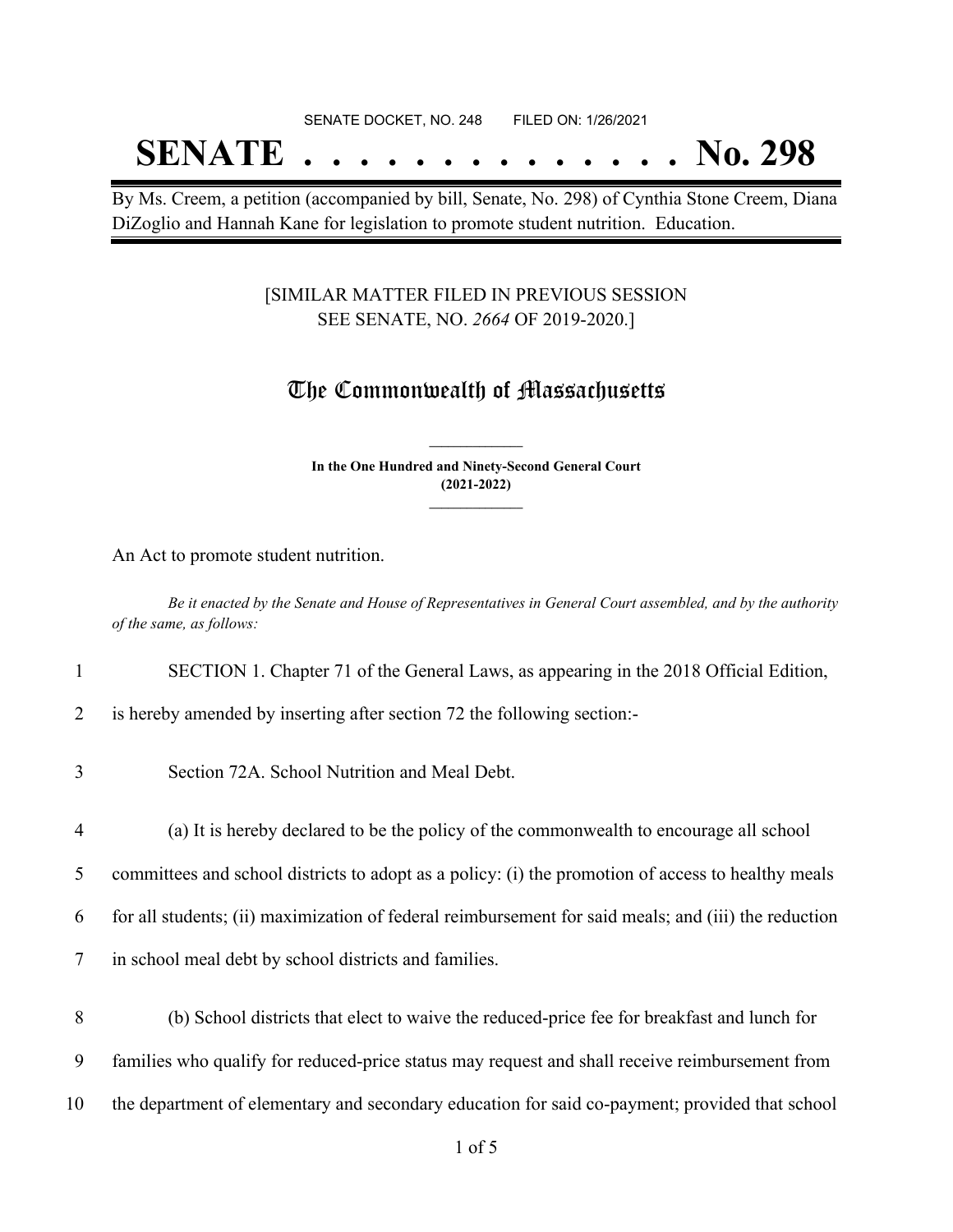SENATE DOCKET, NO. 248        FILED ON: 1/26/2021

# SENATE . . . . . . . . . . . . . . No. 298

By Ms. Creem, a petition (accompanied by bill, Senate, No. 298) of Cynthia Stone Creem, Diana DiZoglio and Hannah Kane for legislation to promote student nutrition. Education.

[SIMILAR MATTER FILED IN PREVIOUS SESSION SEE SENATE, NO. *2664* OF 2019-2020.]

## The Commonwealth of Massachusetts

**In the One Hundred and Ninety-Second General Court (2021-2022)**

An Act to promote student nutrition.

*Be it enacted by the Senate and House of Representatives in General Court assembled, and by the authority of the same, as follows:*

1 SECTION 1. Chapter 71 of the General Laws, as appearing in the 2018 Official Edition,
2 is hereby amended by inserting after section 72 the following section:-

3 Section 72A. School Nutrition and Meal Debt.

4 (a) It is hereby declared to be the policy of the commonwealth to encourage all school
5 committees and school districts to adopt as a policy: (i) the promotion of access to healthy meals
6 for all students; (ii) maximization of federal reimbursement for said meals; and (iii) the reduction
7 in school meal debt by school districts and families.

8 (b) School districts that elect to waive the reduced-price fee for breakfast and lunch for
9 families who qualify for reduced-price status may request and shall receive reimbursement from
10 the department of elementary and secondary education for said co-payment; provided that school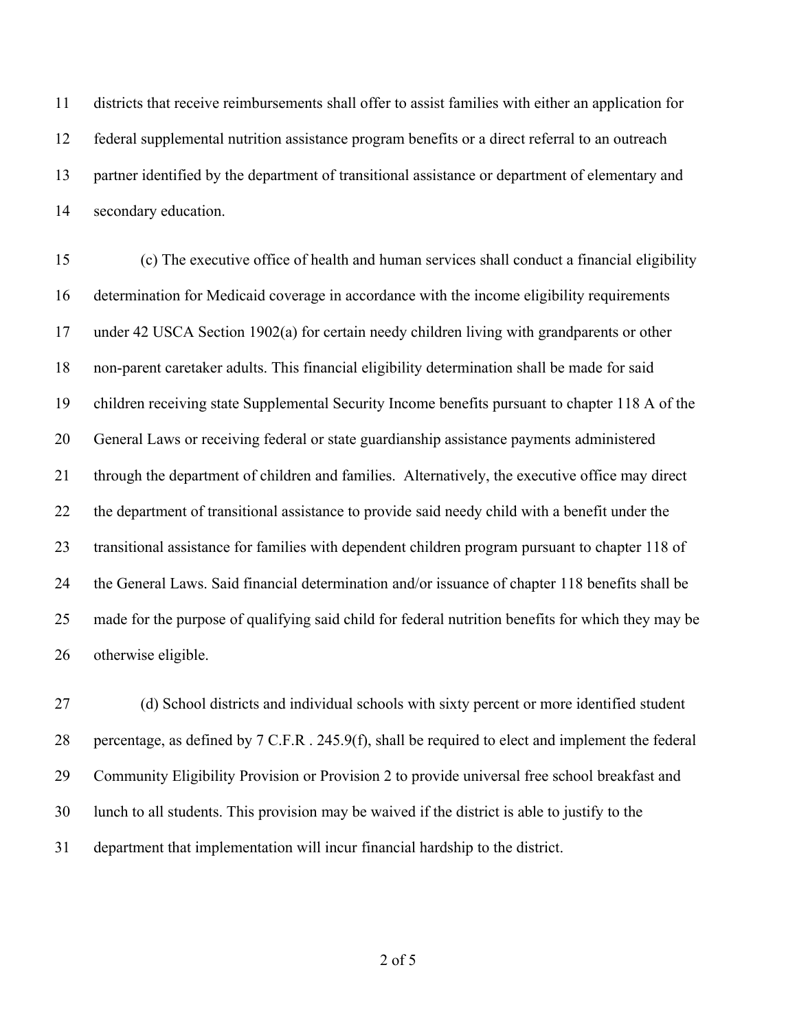districts that receive reimbursements shall offer to assist families with either an application for federal supplemental nutrition assistance program benefits or a direct referral to an outreach partner identified by the department of transitional assistance or department of elementary and secondary education.

(c) The executive office of health and human services shall conduct a financial eligibility determination for Medicaid coverage in accordance with the income eligibility requirements under 42 USCA Section 1902(a) for certain needy children living with grandparents or other non-parent caretaker adults. This financial eligibility determination shall be made for said children receiving state Supplemental Security Income benefits pursuant to chapter 118 A of the General Laws or receiving federal or state guardianship assistance payments administered through the department of children and families. Alternatively, the executive office may direct the department of transitional assistance to provide said needy child with a benefit under the transitional assistance for families with dependent children program pursuant to chapter 118 of the General Laws. Said financial determination and/or issuance of chapter 118 benefits shall be made for the purpose of qualifying said child for federal nutrition benefits for which they may be otherwise eligible.

(d) School districts and individual schools with sixty percent or more identified student percentage, as defined by 7 C.F.R . 245.9(f), shall be required to elect and implement the federal Community Eligibility Provision or Provision 2 to provide universal free school breakfast and lunch to all students. This provision may be waived if the district is able to justify to the department that implementation will incur financial hardship to the district.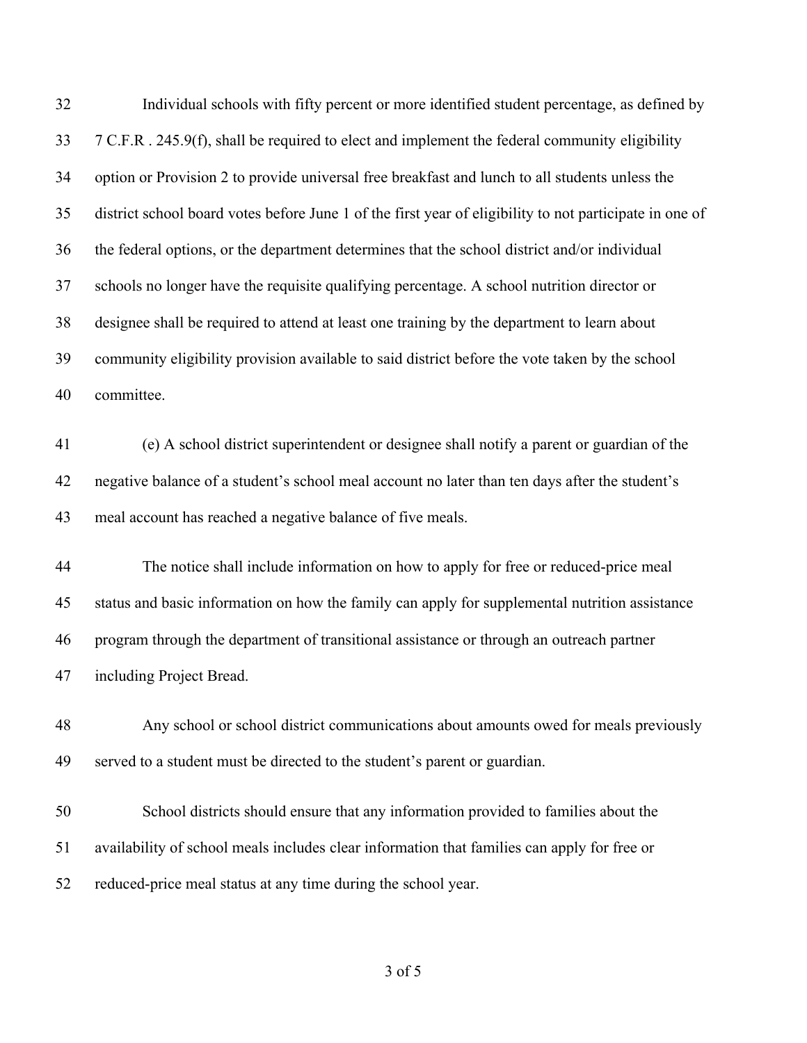Individual schools with fifty percent or more identified student percentage, as defined by 7 C.F.R . 245.9(f), shall be required to elect and implement the federal community eligibility option or Provision 2 to provide universal free breakfast and lunch to all students unless the district school board votes before June 1 of the first year of eligibility to not participate in one of the federal options, or the department determines that the school district and/or individual schools no longer have the requisite qualifying percentage. A school nutrition director or designee shall be required to attend at least one training by the department to learn about community eligibility provision available to said district before the vote taken by the school committee.

(e) A school district superintendent or designee shall notify a parent or guardian of the negative balance of a student's school meal account no later than ten days after the student's meal account has reached a negative balance of five meals.

The notice shall include information on how to apply for free or reduced-price meal status and basic information on how the family can apply for supplemental nutrition assistance program through the department of transitional assistance or through an outreach partner including Project Bread.

Any school or school district communications about amounts owed for meals previously served to a student must be directed to the student's parent or guardian.

School districts should ensure that any information provided to families about the availability of school meals includes clear information that families can apply for free or reduced-price meal status at any time during the school year.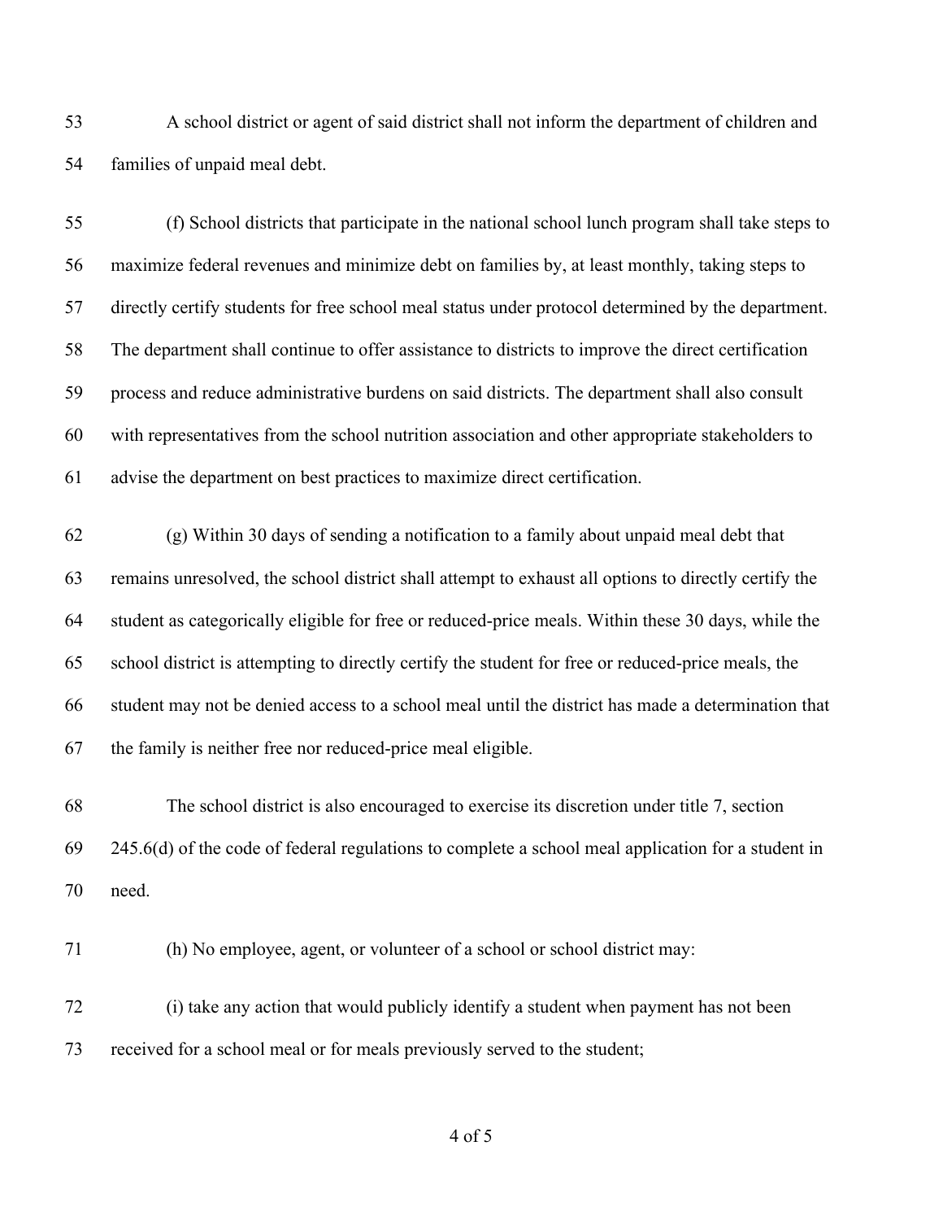A school district or agent of said district shall not inform the department of children and families of unpaid meal debt.

(f) School districts that participate in the national school lunch program shall take steps to maximize federal revenues and minimize debt on families by, at least monthly, taking steps to directly certify students for free school meal status under protocol determined by the department. The department shall continue to offer assistance to districts to improve the direct certification process and reduce administrative burdens on said districts. The department shall also consult with representatives from the school nutrition association and other appropriate stakeholders to advise the department on best practices to maximize direct certification.

(g) Within 30 days of sending a notification to a family about unpaid meal debt that remains unresolved, the school district shall attempt to exhaust all options to directly certify the student as categorically eligible for free or reduced-price meals. Within these 30 days, while the school district is attempting to directly certify the student for free or reduced-price meals, the student may not be denied access to a school meal until the district has made a determination that the family is neither free nor reduced-price meal eligible.

The school district is also encouraged to exercise its discretion under title 7, section 245.6(d) of the code of federal regulations to complete a school meal application for a student in need.

(h) No employee, agent, or volunteer of a school or school district may:

(i) take any action that would publicly identify a student when payment has not been received for a school meal or for meals previously served to the student;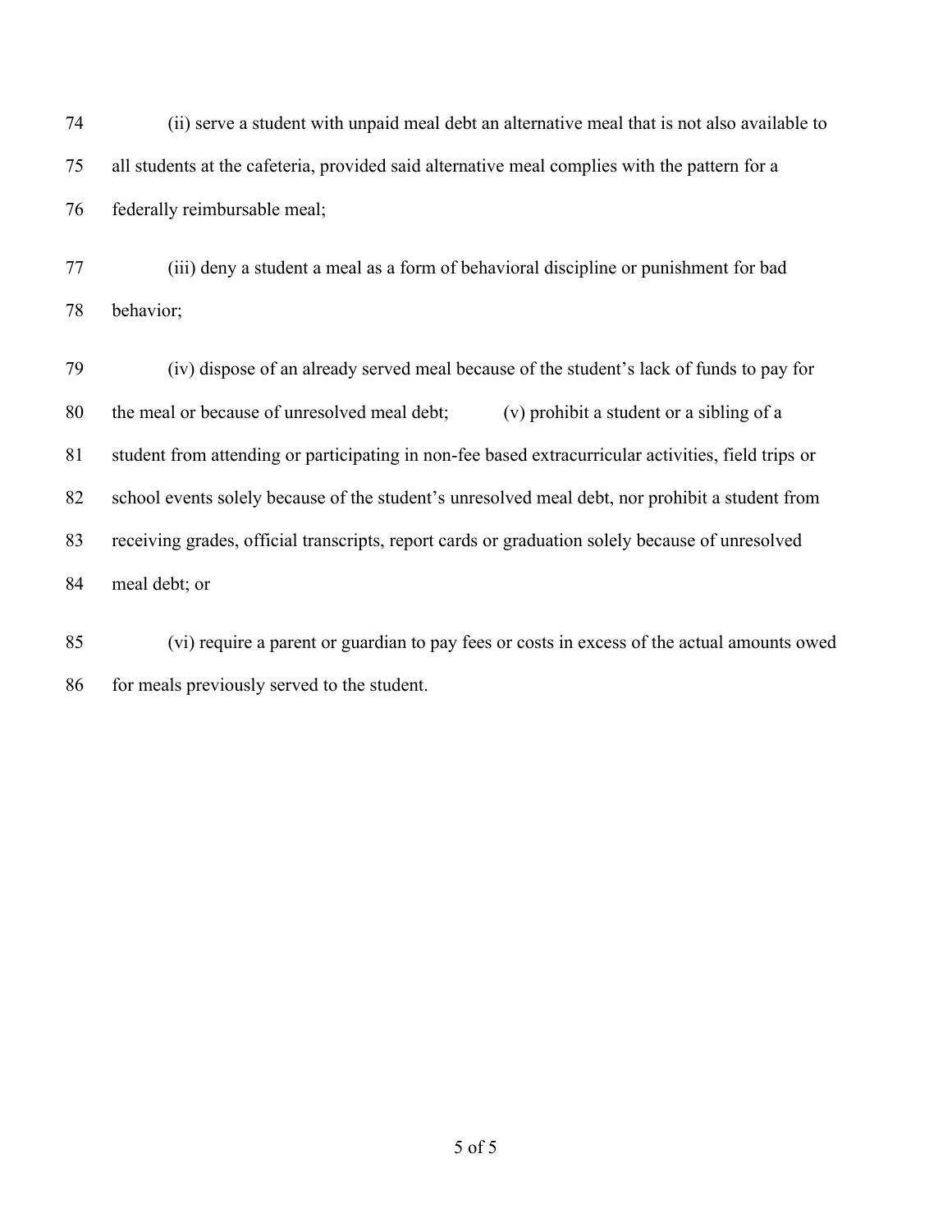(ii) serve a student with unpaid meal debt an alternative meal that is not also available to all students at the cafeteria, provided said alternative meal complies with the pattern for a federally reimbursable meal;

(iii) deny a student a meal as a form of behavioral discipline or punishment for bad behavior;

(iv) dispose of an already served meal because of the student's lack of funds to pay for the meal or because of unresolved meal debt; (v) prohibit a student or a sibling of a student from attending or participating in non-fee based extracurricular activities, field trips or school events solely because of the student's unresolved meal debt, nor prohibit a student from receiving grades, official transcripts, report cards or graduation solely because of unresolved meal debt; or

(vi) require a parent or guardian to pay fees or costs in excess of the actual amounts owed for meals previously served to the student.